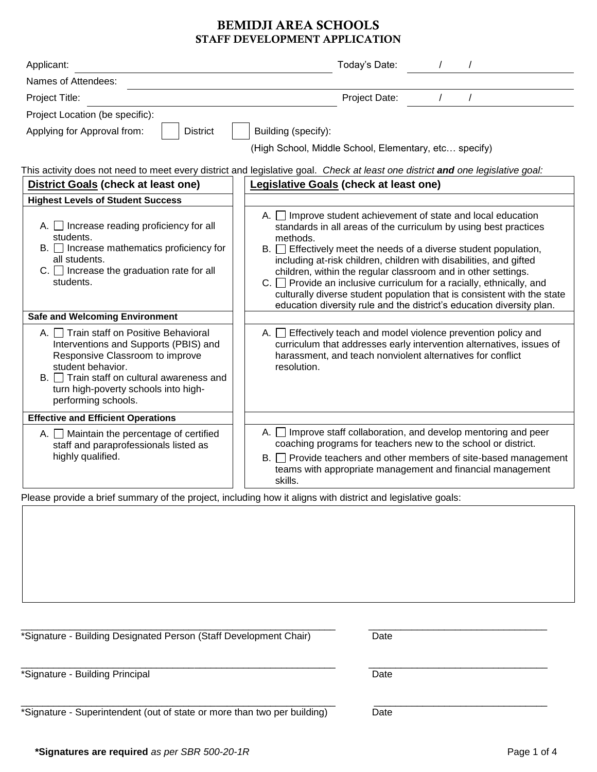# BEMIDJI AREA SCHOOLS
## STAFF DEVELOPMENT APPLICATION

Applicant: ______________________________ Today's Date: ____ / ____ / ____

Names of Attendees: ______________________________

Project Title: ______________________________ Project Date: ____ / ____ / ____

Project Location (be specific):

Applying for Approval from: ☐ District ☐ Building (specify):

(High School, Middle School, Elementary, etc… specify)

This activity does not need to meet every district and legislative goal. *Check at least one district **and** one legislative goal:*

| **District Goals (check at least one)** | **Legislative Goals (check at least one)** |
|---|---|
| **Highest Levels of Student Success** | |
| A. ☐ Increase reading proficiency for all students.<br>B. ☐ Increase mathematics proficiency for all students.<br>C. ☐ Increase the graduation rate for all students. | A. ☐ Improve student achievement of state and local education standards in all areas of the curriculum by using best practices methods.<br>B. ☐ Effectively meet the needs of a diverse student population, including at-risk children, children with disabilities, and gifted children, within the regular classroom and in other settings.<br>C. ☐ Provide an inclusive curriculum for a racially, ethnically, and culturally diverse student population that is consistent with the state education diversity rule and the district's education diversity plan. |
| **Safe and Welcoming Environment** | |
| A. ☐ Train staff on Positive Behavioral Interventions and Supports (PBIS) and Responsive Classroom to improve student behavior.<br>B. ☐ Train staff on cultural awareness and turn high-poverty schools into high-performing schools. | A. ☐ Effectively teach and model violence prevention policy and curriculum that addresses early intervention alternatives, issues of harassment, and teach nonviolent alternatives for conflict resolution. |
| **Effective and Efficient Operations** | |
| A. ☐ Maintain the percentage of certified staff and paraprofessionals listed as highly qualified. | A. ☐ Improve staff collaboration, and develop mentoring and peer coaching programs for teachers new to the school or district.<br>B. ☐ Provide teachers and other members of site-based management teams with appropriate management and financial management skills. |

Please provide a brief summary of the project, including how it aligns with district and legislative goals:

| |
|---|
| |

______________________________ ______________________________

*Signature - Building Designated Person (Staff Development Chair) Date

______________________________ ______________________________

*Signature - Building Principal Date

______________________________ ______________________________

*Signature - Superintendent (out of state or more than two per building) Date

***Signatures are required** *as per SBR 500-20-1R*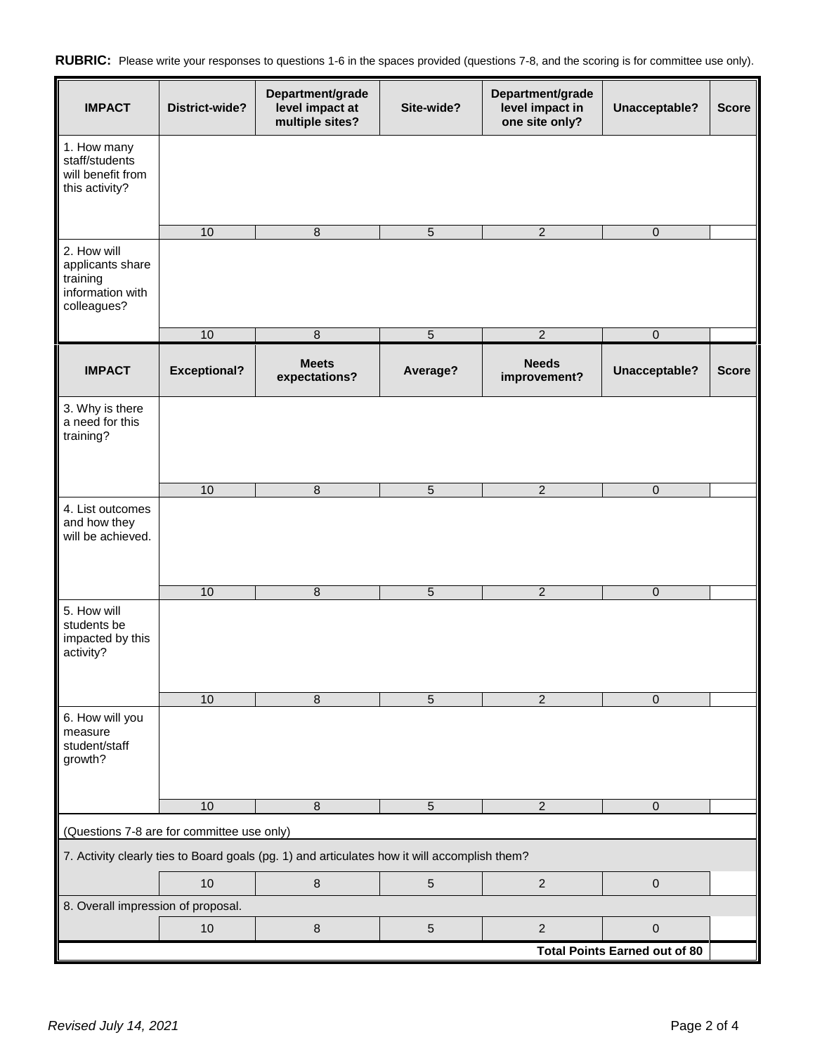**RUBRIC:** Please write your responses to questions 1-6 in the spaces provided (questions 7-8, and the scoring is for committee use only).

| **IMPACT** | **District-wide?** | **Department/grade level impact at multiple sites?** | **Site-wide?** | **Department/grade level impact in one site only?** | **Unacceptable?** | **Score** |
|---|---|---|---|---|---|---|
| 1. How many staff/students will benefit from this activity? | | | | | | |
| | 10 | 8 | 5 | 2 | 0 | |
| 2. How will applicants share training information with colleagues? | | | | | | |
| | 10 | 8 | 5 | 2 | 0 | |
| **IMPACT** | **Exceptional?** | **Meets expectations?** | **Average?** | **Needs improvement?** | **Unacceptable?** | **Score** |
| 3. Why is there a need for this training? | | | | | | |
| | 10 | 8 | 5 | 2 | 0 | |
| 4. List outcomes and how they will be achieved. | | | | | | |
| | 10 | 8 | 5 | 2 | 0 | |
| 5. How will students be impacted by this activity? | | | | | | |
| | 10 | 8 | 5 | 2 | 0 | |
| 6. How will you measure student/staff growth? | | | | | | |
| | 10 | 8 | 5 | 2 | 0 | |
| (Questions 7-8 are for committee use only) | | | | | | |
| 7. Activity clearly ties to Board goals (pg. 1) and articulates how it will accomplish them? | | | | | | |
| | 10 | 8 | 5 | 2 | 0 | |
| 8. Overall impression of proposal. | | | | | | |
| | 10 | 8 | 5 | 2 | 0 | |
| | | | | | **Total Points Earned out of 80** | |

*Revised July 14, 2021*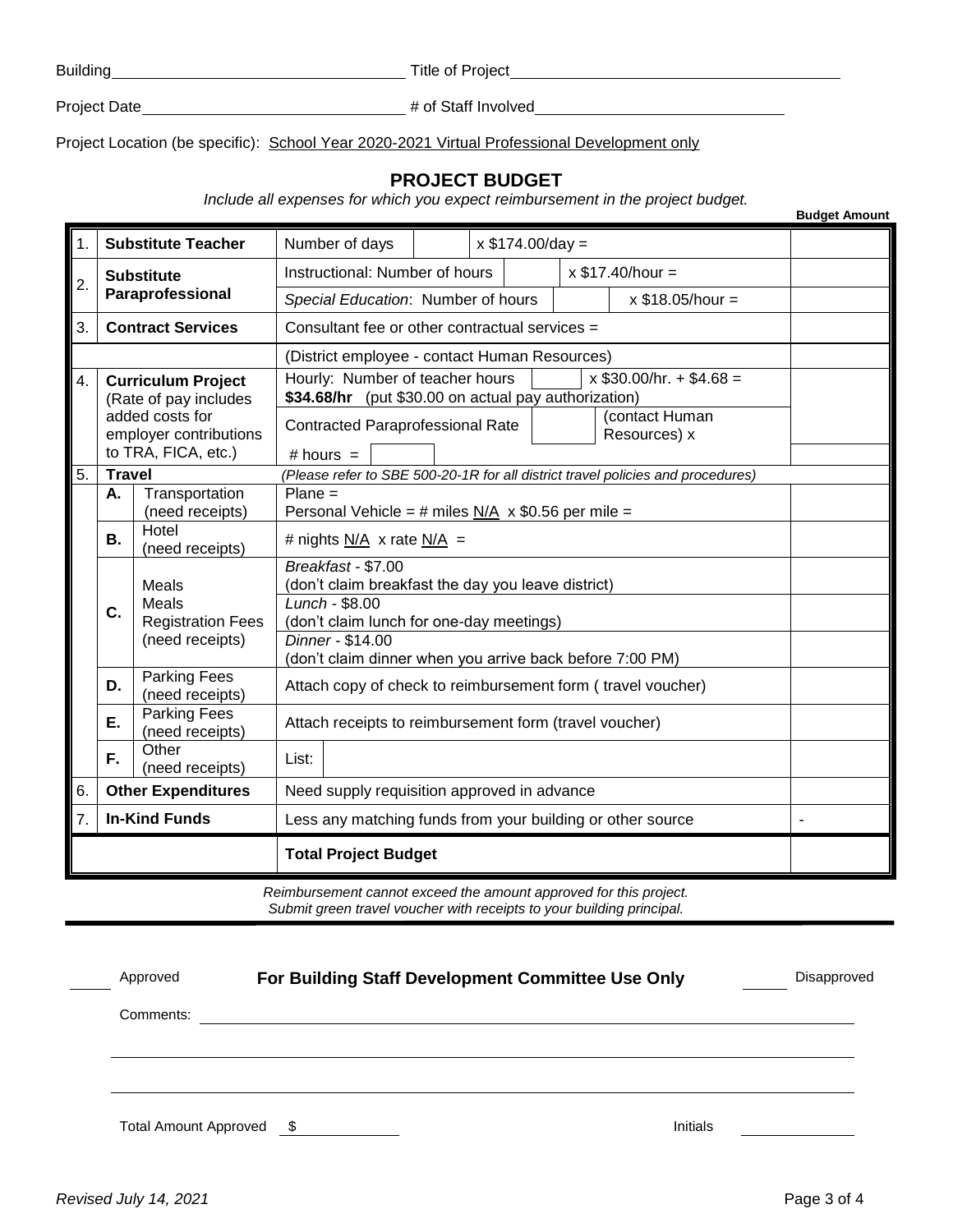Building ______________________________ Title of Project ______________________________

Project Date ______________________________ # of Staff Involved ______________________________

Project Location (be specific): School Year 2020-2021 Virtual Professional Development only

## PROJECT BUDGET

*Include all expenses for which you expect reimbursement in the project budget.*

| # | Item | | Details | Budget Amount |
|---|---|---|---|---|
| 1. | **Substitute Teacher** | | Number of days ____ x $174.00/day = | |
| 2. | **Substitute Paraprofessional** | | Instructional: Number of hours ____ x $17.40/hour = | |
| | | | *Special Education*: Number of hours ____ x $18.05/hour = | |
| 3. | **Contract Services** | | Consultant fee or other contractual services = | |
| | | | (District employee - contact Human Resources) | |
| 4. | **Curriculum Project** (Rate of pay includes added costs for employer contributions to TRA, FICA, etc.) | | Hourly: Number of teacher hours ____ x $30.00/hr. + $4.68 = **$34.68/hr** (put $30.00 on actual pay authorization) | |
| | | | Contracted Paraprofessional Rate ____ (contact Human Resources) x | |
| | | | # hours = ____ | |
| 5. | **Travel** | | *(Please refer to SBE 500-20-1R for all district travel policies and procedures)* | |
| | **A.** | Transportation (need receipts) | Plane = <br> Personal Vehicle = # miles N/A x $0.56 per mile = | |
| | **B.** | Hotel (need receipts) | # nights N/A x rate N/A = | |
| | **C.** | Meals <br> Meals <br> Registration Fees (need receipts) | *Breakfast* - $7.00 (don't claim breakfast the day you leave district) | |
| | | | *Lunch* - $8.00 (don't claim lunch for one-day meetings) | |
| | | | *Dinner* - $14.00 (don't claim dinner when you arrive back before 7:00 PM) | |
| | **D.** | Parking Fees (need receipts) | Attach copy of check to reimbursement form ( travel voucher) | |
| | **E.** | Parking Fees (need receipts) | Attach receipts to reimbursement form (travel voucher) | |
| | **F.** | Other (need receipts) | List: | |
| 6. | **Other Expenditures** | | Need supply requisition approved in advance | |
| 7. | **In-Kind Funds** | | Less any matching funds from your building or other source | - |
| | | | **Total Project Budget** | |

*Reimbursement cannot exceed the amount approved for this project.*
*Submit green travel voucher with receipts to your building principal.*

____ Approved **For Building Staff Development Committee Use Only** ____ Disapproved

Comments: ______________________________________________________________

______________________________________________________________

______________________________________________________________

Total Amount Approved $ ____________ Initials ____________

*Revised July 14, 2021*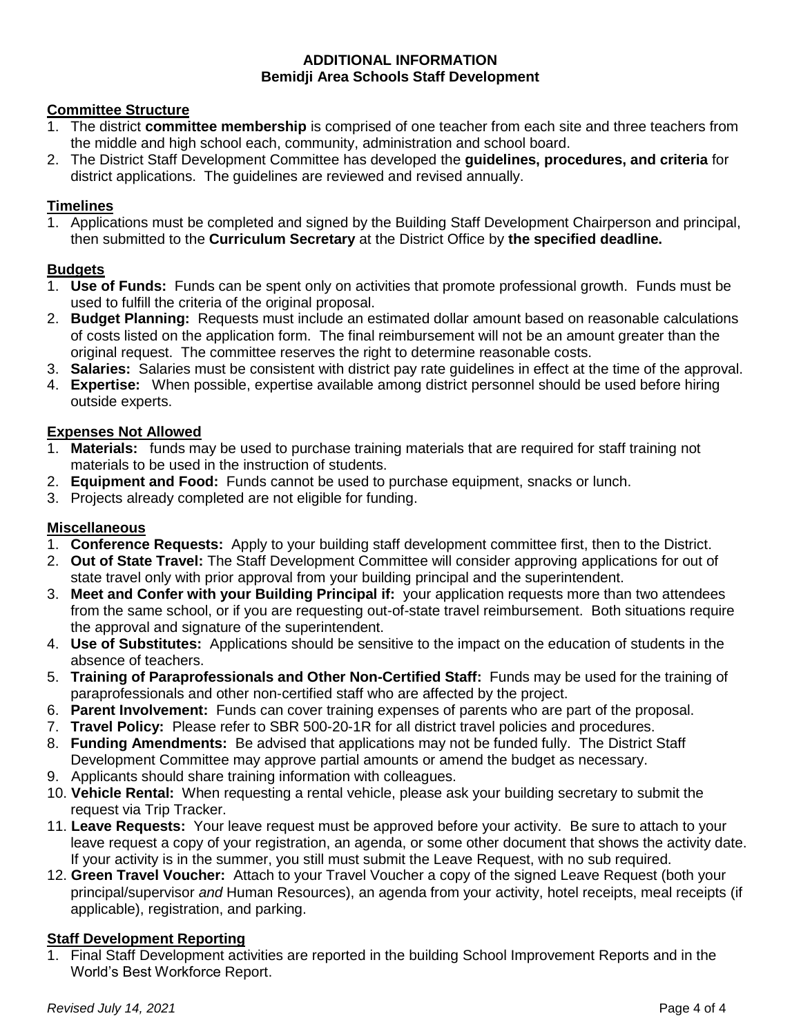## ADDITIONAL INFORMATION
## Bemidji Area Schools Staff Development

### Committee Structure

1. The district **committee membership** is comprised of one teacher from each site and three teachers from the middle and high school each, community, administration and school board.
2. The District Staff Development Committee has developed the **guidelines, procedures, and criteria** for district applications. The guidelines are reviewed and revised annually.

### Timelines

1. Applications must be completed and signed by the Building Staff Development Chairperson and principal, then submitted to the **Curriculum Secretary** at the District Office by **the specified deadline.**

### Budgets

1. **Use of Funds:** Funds can be spent only on activities that promote professional growth. Funds must be used to fulfill the criteria of the original proposal.
2. **Budget Planning:** Requests must include an estimated dollar amount based on reasonable calculations of costs listed on the application form. The final reimbursement will not be an amount greater than the original request. The committee reserves the right to determine reasonable costs.
3. **Salaries:** Salaries must be consistent with district pay rate guidelines in effect at the time of the approval.
4. **Expertise:** When possible, expertise available among district personnel should be used before hiring outside experts.

### Expenses Not Allowed

1. **Materials:** funds may be used to purchase training materials that are required for staff training not materials to be used in the instruction of students.
2. **Equipment and Food:** Funds cannot be used to purchase equipment, snacks or lunch.
3. Projects already completed are not eligible for funding.

### Miscellaneous

1. **Conference Requests:** Apply to your building staff development committee first, then to the District.
2. **Out of State Travel:** The Staff Development Committee will consider approving applications for out of state travel only with prior approval from your building principal and the superintendent.
3. **Meet and Confer with your Building Principal if:** your application requests more than two attendees from the same school, or if you are requesting out-of-state travel reimbursement. Both situations require the approval and signature of the superintendent.
4. **Use of Substitutes:** Applications should be sensitive to the impact on the education of students in the absence of teachers.
5. **Training of Paraprofessionals and Other Non-Certified Staff:** Funds may be used for the training of paraprofessionals and other non-certified staff who are affected by the project.
6. **Parent Involvement:** Funds can cover training expenses of parents who are part of the proposal.
7. **Travel Policy:** Please refer to SBR 500-20-1R for all district travel policies and procedures.
8. **Funding Amendments:** Be advised that applications may not be funded fully. The District Staff Development Committee may approve partial amounts or amend the budget as necessary.
9. Applicants should share training information with colleagues.
10. **Vehicle Rental:** When requesting a rental vehicle, please ask your building secretary to submit the request via Trip Tracker.
11. **Leave Requests:** Your leave request must be approved before your activity. Be sure to attach to your leave request a copy of your registration, an agenda, or some other document that shows the activity date. If your activity is in the summer, you still must submit the Leave Request, with no sub required.
12. **Green Travel Voucher:** Attach to your Travel Voucher a copy of the signed Leave Request (both your principal/supervisor *and* Human Resources), an agenda from your activity, hotel receipts, meal receipts (if applicable), registration, and parking.

### Staff Development Reporting

1. Final Staff Development activities are reported in the building School Improvement Reports and in the World's Best Workforce Report.

*Revised July 14, 2021*